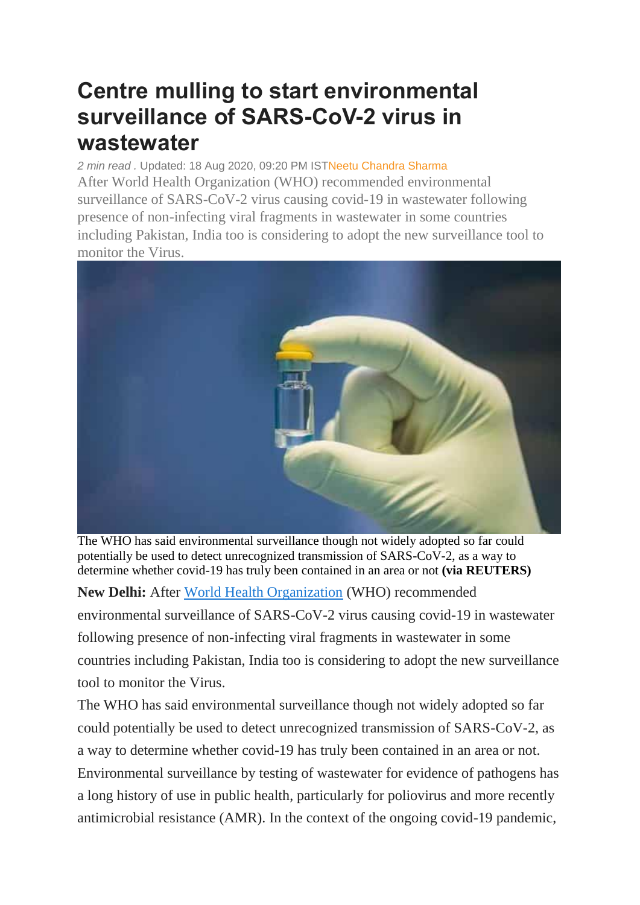# Centre mulling to start environmental surveillance of SARS-CoV-2 virus in wastewater

*2 min read* . Updated: 18 Aug 2020, 09:20 PM IST Neetu Chandra Sharma

After World Health Organization (WHO) recommended environmental surveillance of SARS-CoV-2 virus causing covid-19 in wastewater following presence of non-infecting viral fragments in wastewater in some countries including Pakistan, India too is considering to adopt the new surveillance tool to monitor the Virus.

The WHO has said environmental surveillance though not widely adopted so far could potentially be used to detect unrecognized transmission of SARS-CoV-2, as a way to determine whether covid-19 has truly been contained in an area or not **(via REUTERS)**

**New Delhi:** After World Health Organization (WHO) recommended environmental surveillance of SARS-CoV-2 virus causing covid-19 in wastewater following presence of non-infecting viral fragments in wastewater in some countries including Pakistan, India too is considering to adopt the new surveillance tool to monitor the Virus.

The WHO has said environmental surveillance though not widely adopted so far could potentially be used to detect unrecognized transmission of SARS-CoV-2, as a way to determine whether covid-19 has truly been contained in an area or not.

Environmental surveillance by testing of wastewater for evidence of pathogens has a long history of use in public health, particularly for poliovirus and more recently antimicrobial resistance (AMR). In the context of the ongoing covid-19 pandemic,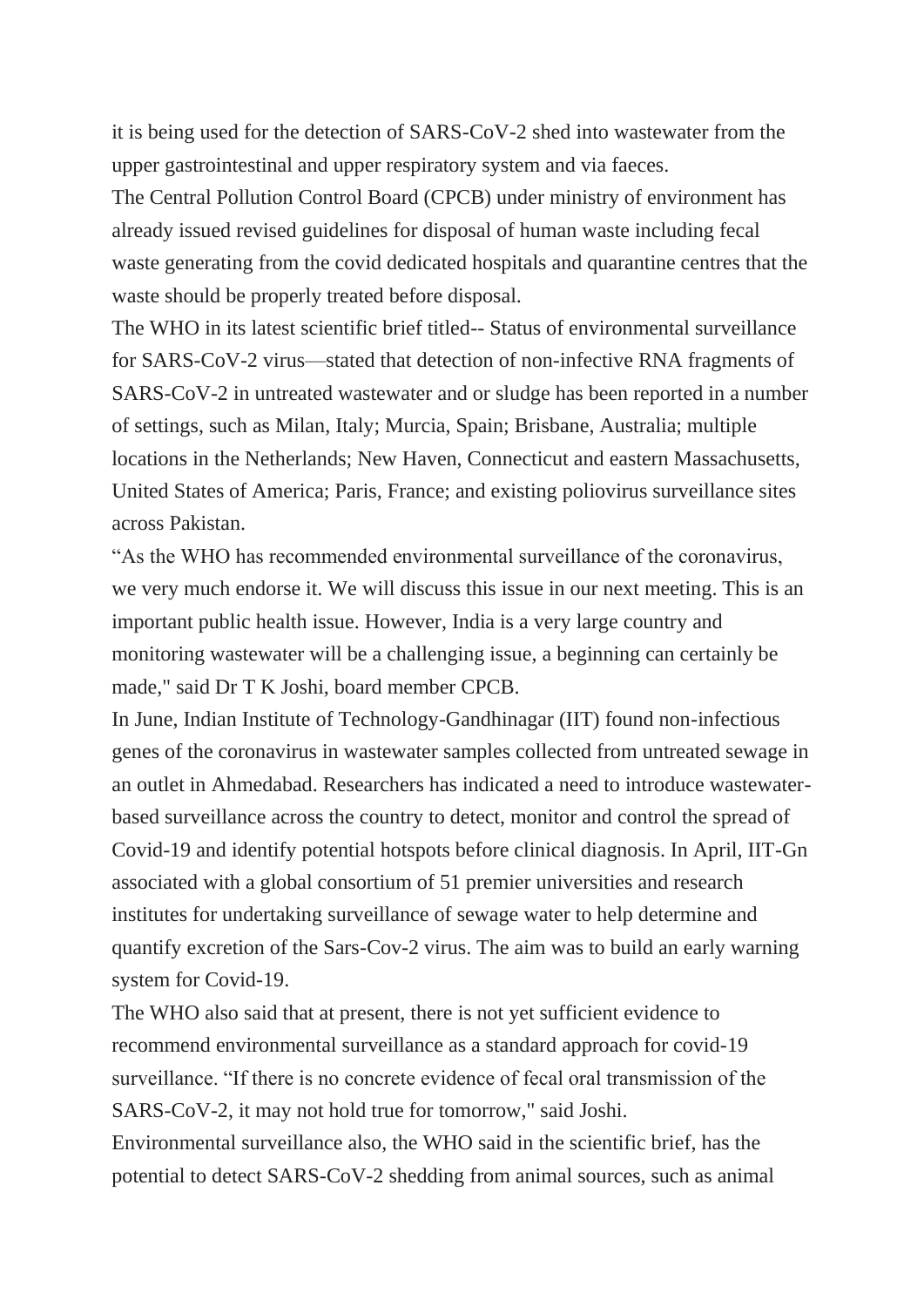it is being used for the detection of SARS-CoV-2 shed into wastewater from the upper gastrointestinal and upper respiratory system and via faeces.

The Central Pollution Control Board (CPCB) under ministry of environment has already issued revised guidelines for disposal of human waste including fecal waste generating from the covid dedicated hospitals and quarantine centres that the waste should be properly treated before disposal.

The WHO in its latest scientific brief titled-- Status of environmental surveillance for SARS-CoV-2 virus—stated that detection of non-infective RNA fragments of SARS-CoV-2 in untreated wastewater and or sludge has been reported in a number of settings, such as Milan, Italy; Murcia, Spain; Brisbane, Australia; multiple locations in the Netherlands; New Haven, Connecticut and eastern Massachusetts, United States of America; Paris, France; and existing poliovirus surveillance sites across Pakistan.

“As the WHO has recommended environmental surveillance of the coronavirus, we very much endorse it. We will discuss this issue in our next meeting. This is an important public health issue. However, India is a very large country and monitoring wastewater will be a challenging issue, a beginning can certainly be made," said Dr T K Joshi, board member CPCB.

In June, Indian Institute of Technology-Gandhinagar (IIT) found non-infectious genes of the coronavirus in wastewater samples collected from untreated sewage in an outlet in Ahmedabad. Researchers has indicated a need to introduce wastewater-based surveillance across the country to detect, monitor and control the spread of Covid-19 and identify potential hotspots before clinical diagnosis. In April, IIT-Gn associated with a global consortium of 51 premier universities and research institutes for undertaking surveillance of sewage water to help determine and quantify excretion of the Sars-Cov-2 virus. The aim was to build an early warning system for Covid-19.

The WHO also said that at present, there is not yet sufficient evidence to recommend environmental surveillance as a standard approach for covid-19 surveillance. “If there is no concrete evidence of fecal oral transmission of the SARS-CoV-2, it may not hold true for tomorrow," said Joshi.

Environmental surveillance also, the WHO said in the scientific brief, has the potential to detect SARS-CoV-2 shedding from animal sources, such as animal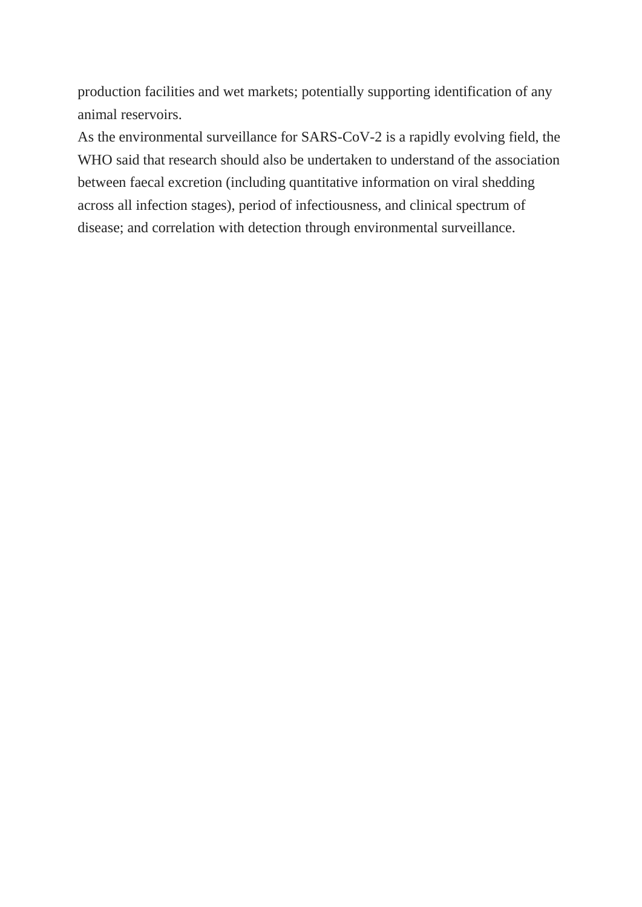production facilities and wet markets; potentially supporting identification of any animal reservoirs.

As the environmental surveillance for SARS-CoV-2 is a rapidly evolving field, the WHO said that research should also be undertaken to understand of the association between faecal excretion (including quantitative information on viral shedding across all infection stages), period of infectiousness, and clinical spectrum of disease; and correlation with detection through environmental surveillance.